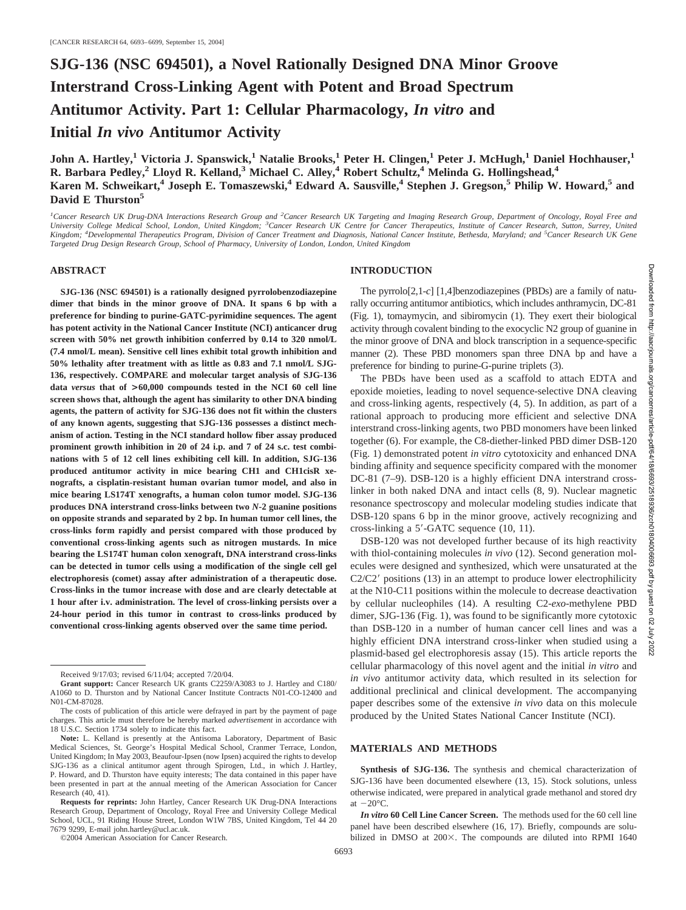# SJG-136 (NSC 694501), a Novel Rationally Designed DNA Minor Groove Interstrand Cross-Linking Agent with Potent and Broad Spectrum Antitumor Activity. Part 1: Cellular Pharmacology, *In vitro* and Initial *In vivo* Antitumor Activity

**John A. Hartley,[1] Victoria J. Spanswick,[1] Natalie Brooks,[1] Peter H. Clingen,[1] Peter J. McHugh,[1] Daniel Hochhauser,[1] R. Barbara Pedley,[2] Lloyd R. Kelland,[3] Michael C. Alley,[4] Robert Schultz,[4] Melinda G. Hollingshead,[4] Karen M. Schweikart,[4] Joseph E. Tomaszewski,[4] Edward A. Sausville,[4] Stephen J. Gregson,[5] Philip W. Howard,[5] and David E Thurston[5]**

*[1]Cancer Research UK Drug-DNA Interactions Research Group and [2]Cancer Research UK Targeting and Imaging Research Group, Department of Oncology, Royal Free and University College Medical School, London, United Kingdom; [3]Cancer Research UK Centre for Cancer Therapeutics, Institute of Cancer Research, Sutton, Surrey, United Kingdom; [4]Developmental Therapeutics Program, Division of Cancer Treatment and Diagnosis, National Cancer Institute, Bethesda, Maryland; and [5]Cancer Research UK Gene Targeted Drug Design Research Group, School of Pharmacy, University of London, London, United Kingdom*

## ABSTRACT

**SJG-136 (NSC 694501) is a rationally designed pyrrolobenzodiazepine dimer that binds in the minor groove of DNA. It spans 6 bp with a preference for binding to purine-GATC-pyrimidine sequences. The agent has potent activity in the National Cancer Institute (NCI) anticancer drug screen with 50% net growth inhibition conferred by 0.14 to 320 nmol/L (7.4 nmol/L mean). Sensitive cell lines exhibit total growth inhibition and 50% lethality after treatment with as little as 0.83 and 7.1 nmol/L SJG-136, respectively. COMPARE and molecular target analysis of SJG-136 data *versus* that of >60,000 compounds tested in the NCI 60 cell line screen shows that, although the agent has similarity to other DNA binding agents, the pattern of activity for SJG-136 does not fit within the clusters of any known agents, suggesting that SJG-136 possesses a distinct mechanism of action. Testing in the NCI standard hollow fiber assay produced prominent growth inhibition in 20 of 24 i.p. and 7 of 24 s.c. test combinations with 5 of 12 cell lines exhibiting cell kill. In addition, SJG-136 produced antitumor activity in mice bearing CH1 and CH1cisR xenografts, a cisplatin-resistant human ovarian tumor model, and also in mice bearing LS174T xenografts, a human colon tumor model. SJG-136 produces DNA interstrand cross-links between two *N*-2 guanine positions on opposite strands and separated by 2 bp. In human tumor cell lines, the cross-links form rapidly and persist compared with those produced by conventional cross-linking agents such as nitrogen mustards. In mice bearing the LS174T human colon xenograft, DNA interstrand cross-links can be detected in tumor cells using a modification of the single cell gel electrophoresis (comet) assay after administration of a therapeutic dose. Cross-links in the tumor increase with dose and are clearly detectable at 1 hour after i.v. administration. The level of cross-linking persists over a 24-hour period in this tumor in contrast to cross-links produced by conventional cross-linking agents observed over the same time period.**

Received 9/17/03; revised 6/11/04; accepted 7/20/04.

**Grant support:** Cancer Research UK grants C2259/A3083 to J. Hartley and C180/A1060 to D. Thurston and by National Cancer Institute Contracts N01-CO-12400 and N01-CM-87028.

The costs of publication of this article were defrayed in part by the payment of page charges. This article must therefore be hereby marked *advertisement* in accordance with 18 U.S.C. Section 1734 solely to indicate this fact.

**Note:** L. Kelland is presently at the Antisoma Laboratory, Department of Basic Medical Sciences, St. George's Hospital Medical School, Cranmer Terrace, London, United Kingdom; In May 2003, Beaufour-Ipsen (now Ipsen) acquired the rights to develop SJG-136 as a clinical antitumor agent through Spirogen, Ltd., in which J. Hartley, P. Howard, and D. Thurston have equity interests; The data contained in this paper have been presented in part at the annual meeting of the American Association for Cancer Research (40, 41).

**Requests for reprints:** John Hartley, Cancer Research UK Drug-DNA Interactions Research Group, Department of Oncology, Royal Free and University College Medical School, UCL, 91 Riding House Street, London W1W 7BS, United Kingdom, Tel 44 20 7679 9299, E-mail john.hartley@ucl.ac.uk.

©2004 American Association for Cancer Research.

## INTRODUCTION

The pyrrolo[2,1-*c*] [1,4]benzodiazepines (PBDs) are a family of naturally occurring antitumor antibiotics, which includes anthramycin, DC-81 (Fig. 1), tomaymycin, and sibiromycin (1). They exert their biological activity through covalent binding to the exocyclic N2 group of guanine in the minor groove of DNA and block transcription in a sequence-specific manner (2). These PBD monomers span three DNA bp and have a preference for binding to purine-G-purine triplets (3).

The PBDs have been used as a scaffold to attach EDTA and epoxide moieties, leading to novel sequence-selective DNA cleaving and cross-linking agents, respectively (4, 5). In addition, as part of a rational approach to producing more efficient and selective DNA interstrand cross-linking agents, two PBD monomers have been linked together (6). For example, the C8-diether-linked PBD dimer DSB-120 (Fig. 1) demonstrated potent *in vitro* cytotoxicity and enhanced DNA binding affinity and sequence specificity compared with the monomer DC-81 (7–9). DSB-120 is a highly efficient DNA interstrand cross-linker in both naked DNA and intact cells (8, 9). Nuclear magnetic resonance spectroscopy and molecular modeling studies indicate that DSB-120 spans 6 bp in the minor groove, actively recognizing and cross-linking a 5′-GATC sequence (10, 11).

DSB-120 was not developed further because of its high reactivity with thiol-containing molecules *in vivo* (12). Second generation molecules were designed and synthesized, which were unsaturated at the C2/C2′ positions (13) in an attempt to produce lower electrophilicity at the N10-C11 positions within the molecule to decrease deactivation by cellular nucleophiles (14). A resulting C2-*exo*-methylene PBD dimer, SJG-136 (Fig. 1), was found to be significantly more cytotoxic than DSB-120 in a number of human cancer cell lines and was a highly efficient DNA interstrand cross-linker when studied using a plasmid-based gel electrophoresis assay (15). This article reports the cellular pharmacology of this novel agent and the initial *in vitro* and *in vivo* antitumor activity data, which resulted in its selection for additional preclinical and clinical development. The accompanying paper describes some of the extensive *in vivo* data on this molecule produced by the United States National Cancer Institute (NCI).

## MATERIALS AND METHODS

**Synthesis of SJG-136.** The synthesis and chemical characterization of SJG-136 have been documented elsewhere (13, 15). Stock solutions, unless otherwise indicated, were prepared in analytical grade methanol and stored dry at −20°C.

***In vitro* 60 Cell Line Cancer Screen.** The methods used for the 60 cell line panel have been described elsewhere (16, 17). Briefly, compounds are solubilized in DMSO at 200×. The compounds are diluted into RPMI 1640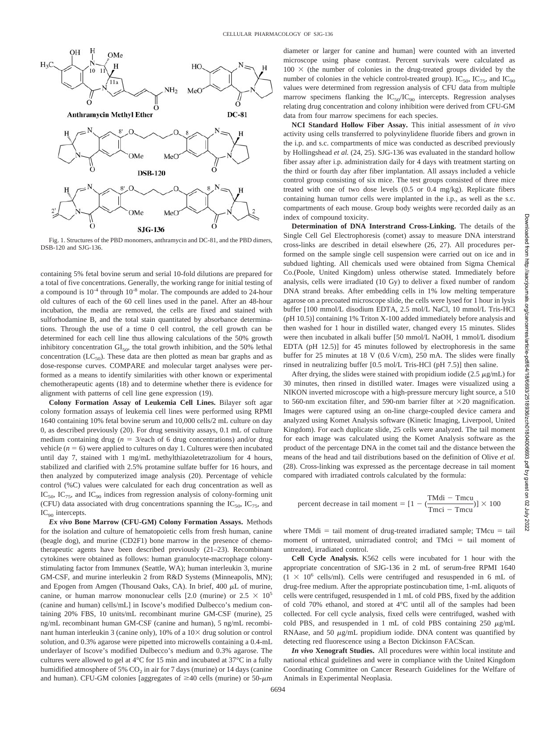Fig. 1. Structures of the PBD monomers, anthramycin and DC-81, and the PBD dimers, DSB-120 and SJG-136.

containing 5% fetal bovine serum and serial 10-fold dilutions are prepared for a total of five concentrations. Generally, the working range for initial testing of a compound is $10^{-4}$ through $10^{-8}$ molar. The compounds are added to 24-hour old cultures of each of the 60 cell lines used in the panel. After an 48-hour incubation, the media are removed, the cells are fixed and stained with sulforhodamine B, and the total stain quantitated by absorbance determinations. Through the use of a time 0 cell control, the cell growth can be determined for each cell line thus allowing calculations of the 50% growth inhibitory concentration $GI_{50}$, the total growth inhibition, and the 50% lethal concentration ($LC_{50}$). These data are then plotted as mean bar graphs and as dose-response curves. COMPARE and molecular target analyses were performed as a means to identify similarities with other known or experimental chemotherapeutic agents (18) and to determine whether there is evidence for alignment with patterns of cell line gene expression (19).

**Colony Formation Assay of Leukemia Cell Lines.** Bilayer soft agar colony formation assays of leukemia cell lines were performed using RPMI 1640 containing 10% fetal bovine serum and 10,000 cells/2 mL culture on day 0, as described previously (20). For drug sensitivity assays, 0.1 mL of culture medium containing drug ($n$ = 3/each of 6 drug concentrations) and/or drug vehicle ($n$ = 6) were applied to cultures on day 1. Cultures were then incubated until day 7, stained with 1 mg/mL methylthiazoletetrazolium for 4 hours, stabilized and clarified with 2.5% protamine sulfate buffer for 16 hours, and then analyzed by computerized image analysis (20). Percentage of vehicle control (%C) values were calculated for each drug concentration as well as $IC_{50}$, $IC_{75}$, and $IC_{90}$ indices from regression analysis of colony-forming unit (CFU) data associated with drug concentrations spanning the $IC_{50}$, $IC_{75}$, and $IC_{90}$ intercepts.

***Ex vivo* Bone Marrow (CFU-GM) Colony Formation Assays.** Methods for the isolation and culture of hematopoietic cells from fresh human, canine (beagle dog), and murine (CD2F1) bone marrow in the presence of chemotherapeutic agents have been described previously (21–23). Recombinant cytokines were obtained as follows: human granulocyte-macrophage colony-stimulating factor from Immunex (Seattle, WA); human interleukin 3, murine GM-CSF, and murine interleukin 2 from R&D Systems (Minneapolis, MN); and Epogen from Amgen (Thousand Oaks, CA). In brief, 400 μL of murine, canine, or human marrow mononuclear cells [2.0 (murine) or $2.5 \times 10^5$ (canine and human) cells/mL] in Iscove's modified Dulbecco's medium containing 20% FBS, 10 units/mL recombinant murine GM-CSF (murine), 25 ng/mL recombinant human GM-CSF (canine and human), 5 ng/mL recombinant human interleukin 3 (canine only), 10% of a 10× drug solution or control solution, and 0.3% agarose were pipetted into microwells containing a 0.4-mL underlayer of Iscove's modified Dulbecco's medium and 0.3% agarose. The cultures were allowed to gel at 4°C for 15 min and incubated at 37°C in a fully humidified atmosphere of 5% $CO_2$ in air for 7 days (murine) or 14 days (canine and human). CFU-GM colonies [aggregates of ≥40 cells (murine) or 50-μm diameter or larger for canine and human] were counted with an inverted microscope using phase contrast. Percent survivals were calculated as 100 × (the number of colonies in the drug-treated groups divided by the number of colonies in the vehicle control-treated group). $IC_{50}$, $IC_{75}$, and $IC_{90}$ values were determined from regression analysis of CFU data from multiple marrow specimens flanking the $IC_{50}$/$IC_{90}$ intercepts. Regression analyses relating drug concentration and colony inhibition were derived from CFU-GM data from four marrow specimens for each species.

**NCI Standard Hollow Fiber Assay.** This initial assessment of *in vivo* activity using cells transferred to polyvinylidene fluoride fibers and grown in the i.p. and s.c. compartments of mice was conducted as described previously by Hollingshead *et al.* (24, 25). SJG-136 was evaluated in the standard hollow fiber assay after i.p. administration daily for 4 days with treatment starting on the third or fourth day after fiber implantation. All assays included a vehicle control group consisting of six mice. The test groups consisted of three mice treated with one of two dose levels (0.5 or 0.4 mg/kg). Replicate fibers containing human tumor cells were implanted in the i.p., as well as the s.c. compartments of each mouse. Group body weights were recorded daily as an index of compound toxicity.

**Determination of DNA Interstrand Cross-Linking.** The details of the Single Cell Gel Electrophoresis (comet) assay to measure DNA interstrand cross-links are described in detail elsewhere (26, 27). All procedures performed on the sample single cell suspension were carried out on ice and in subdued lighting. All chemicals used were obtained from Sigma Chemical Co.(Poole, United Kingdom) unless otherwise stated. Immediately before analysis, cells were irradiated (10 Gy) to deliver a fixed number of random DNA strand breaks. After embedding cells in 1% low melting temperature agarose on a precoated microscope slide, the cells were lysed for 1 hour in lysis buffer [100 mmol/L disodium EDTA, 2.5 mol/L NaCl, 10 mmol/L Tris-HCl (pH 10.5)] containing 1% Triton X-100 added immediately before analysis and then washed for 1 hour in distilled water, changed every 15 minutes. Slides were then incubated in alkali buffer [50 mmol/L NaOH, 1 mmol/L disodium EDTA (pH 12.5)] for 45 minutes followed by electrophoresis in the same buffer for 25 minutes at 18 V (0.6 V/cm), 250 mA. The slides were finally rinsed in neutralizing buffer [0.5 mol/L Tris-HCl (pH 7.5)] then saline.

After drying, the slides were stained with propidium iodide (2.5 μg/mL) for 30 minutes, then rinsed in distilled water. Images were visualized using a NIKON inverted microscope with a high-pressure mercury light source, a 510 to 560-nm excitation filter, and 590-nm barrier filter at ×20 magnification. Images were captured using an on-line charge-coupled device camera and analyzed using Komet Analysis software (Kinetic Imaging, Liverpool, United Kingdom). For each duplicate slide, 25 cells were analyzed. The tail moment for each image was calculated using the Komet Analysis software as the product of the percentage DNA in the comet tail and the distance between the means of the head and tail distributions based on the definition of Olive *et al.* (28). Cross-linking was expressed as the percentage decrease in tail moment compared with irradiated controls calculated by the formula:

$$\text{percent decrease in tail moment} = [1 - (\frac{\text{TMdi} - \text{Tmcu}}{\text{Tmci} - \text{Tmcu}})] \times 100$$

where TMdi = tail moment of drug-treated irradiated sample; TMcu = tail moment of untreated, unirradiated control; and TMci = tail moment of untreated, irradiated control.

**Cell Cycle Analysis.** K562 cells were incubated for 1 hour with the appropriate concentration of SJG-136 in 2 mL of serum-free RPMI 1640 ($1 \times 10^6$ cells/ml). Cells were centrifuged and resuspended in 6 mL of drug-free medium. After the appropriate postincubation time, 1-mL aliquots of cells were centrifuged, resuspended in 1 mL of cold PBS, fixed by the addition of cold 70% ethanol, and stored at 4°C until all of the samples had been collected. For cell cycle analysis, fixed cells were centrifuged, washed with cold PBS, and resuspended in 1 mL of cold PBS containing 250 μg/mL RNAase, and 50 μg/mL propidium iodide. DNA content was quantified by detecting red fluorescence using a Becton Dickinson FACScan.

***In vivo* Xenograft Studies.** All procedures were within local institute and national ethical guidelines and were in compliance with the United Kingdom Coordinating Committee on Cancer Research Guidelines for the Welfare of Animals in Experimental Neoplasia.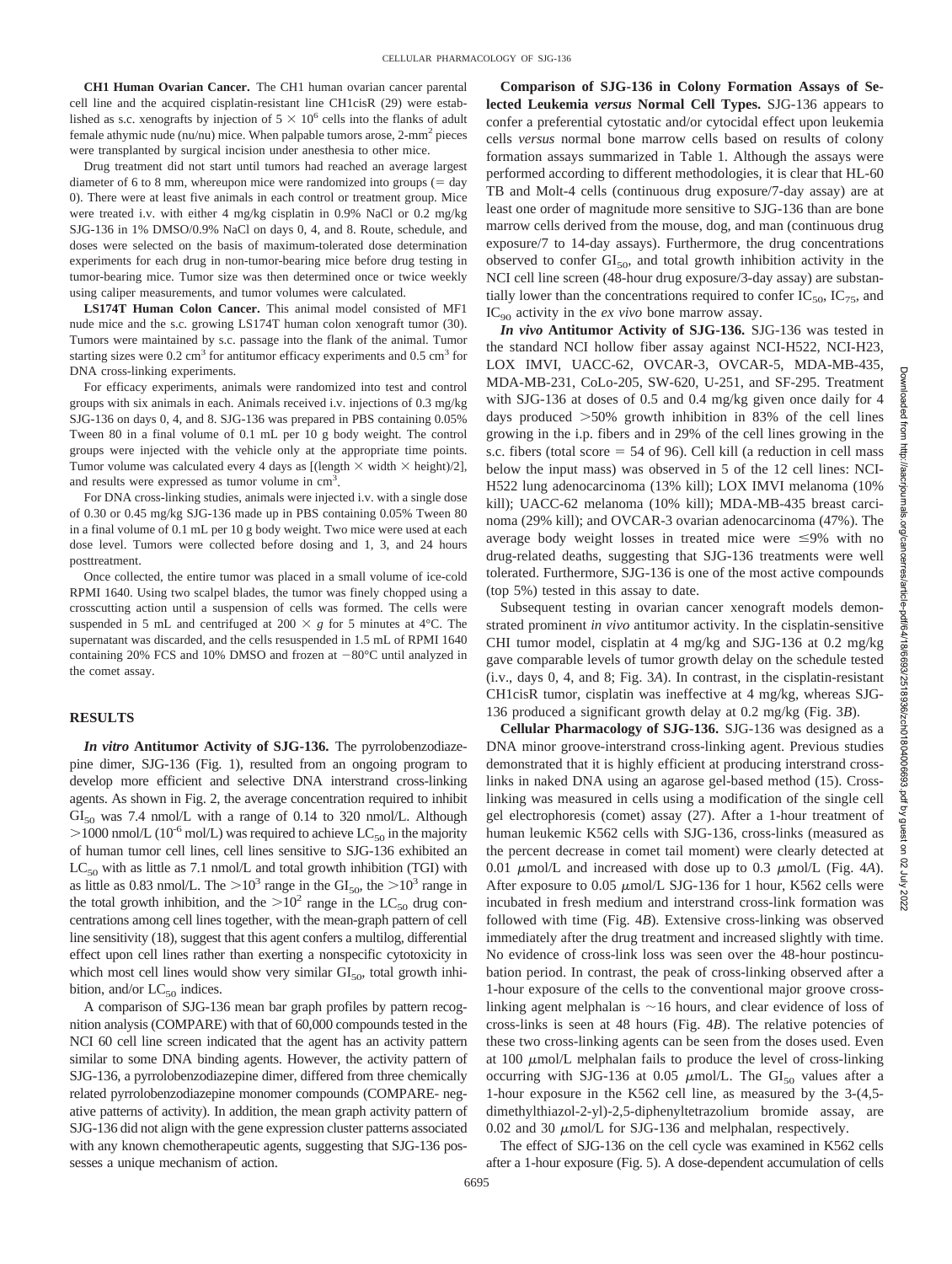**CH1 Human Ovarian Cancer.** The CH1 human ovarian cancer parental cell line and the acquired cisplatin-resistant line CH1cisR (29) were established as s.c. xenografts by injection of $5 \times 10^6$ cells into the flanks of adult female athymic nude (nu/nu) mice. When palpable tumors arose, 2-$mm^2$ pieces were transplanted by surgical incision under anesthesia to other mice.

Drug treatment did not start until tumors had reached an average largest diameter of 6 to 8 mm, whereupon mice were randomized into groups (= day 0). There were at least five animals in each control or treatment group. Mice were treated i.v. with either 4 mg/kg cisplatin in 0.9% NaCl or 0.2 mg/kg SJG-136 in 1% DMSO/0.9% NaCl on days 0, 4, and 8. Route, schedule, and doses were selected on the basis of maximum-tolerated dose determination experiments for each drug in non-tumor-bearing mice before drug testing in tumor-bearing mice. Tumor size was then determined once or twice weekly using caliper measurements, and tumor volumes were calculated.

**LS174T Human Colon Cancer.** This animal model consisted of MF1 nude mice and the s.c. growing LS174T human colon xenograft tumor (30). Tumors were maintained by s.c. passage into the flank of the animal. Tumor starting sizes were 0.2 $cm^3$ for antitumor efficacy experiments and 0.5 $cm^3$ for DNA cross-linking experiments.

For efficacy experiments, animals were randomized into test and control groups with six animals in each. Animals received i.v. injections of 0.3 mg/kg SJG-136 on days 0, 4, and 8. SJG-136 was prepared in PBS containing 0.05% Tween 80 in a final volume of 0.1 mL per 10 g body weight. The control groups were injected with the vehicle only at the appropriate time points. Tumor volume was calculated every 4 days as [(length $\times$ width $\times$ height)/2], and results were expressed as tumor volume in $cm^3$.

For DNA cross-linking studies, animals were injected i.v. with a single dose of 0.30 or 0.45 mg/kg SJG-136 made up in PBS containing 0.05% Tween 80 in a final volume of 0.1 mL per 10 g body weight. Two mice were used at each dose level. Tumors were collected before dosing and 1, 3, and 24 hours posttreatment.

Once collected, the entire tumor was placed in a small volume of ice-cold RPMI 1640. Using two scalpel blades, the tumor was finely chopped using a crosscutting action until a suspension of cells was formed. The cells were suspended in 5 mL and centrifuged at 200 $\times$ *g* for 5 minutes at 4°C. The supernatant was discarded, and the cells resuspended in 1.5 mL of RPMI 1640 containing 20% FCS and 10% DMSO and frozen at −80°C until analyzed in the comet assay.

## RESULTS

***In vitro* Antitumor Activity of SJG-136.** The pyrrolobenzodiazepine dimer, SJG-136 (Fig. 1), resulted from an ongoing program to develop more efficient and selective DNA interstrand cross-linking agents. As shown in Fig. 2, the average concentration required to inhibit $GI_{50}$ was 7.4 nmol/L with a range of 0.14 to 320 nmol/L. Although >1000 nmol/L ($10^{-6}$ mol/L) was required to achieve $LC_{50}$ in the majority of human tumor cell lines, cell lines sensitive to SJG-136 exhibited an $LC_{50}$ with as little as 7.1 nmol/L and total growth inhibition (TGI) with as little as 0.83 nmol/L. The $>10^3$ range in the $GI_{50}$, the $>10^3$ range in the total growth inhibition, and the $>10^2$ range in the $LC_{50}$ drug concentrations among cell lines together, with the mean-graph pattern of cell line sensitivity (18), suggest that this agent confers a multilog, differential effect upon cell lines rather than exerting a nonspecific cytotoxicity in which most cell lines would show very similar $GI_{50}$, total growth inhibition, and/or $LC_{50}$ indices.

A comparison of SJG-136 mean bar graph profiles by pattern recognition analysis (COMPARE) with that of 60,000 compounds tested in the NCI 60 cell line screen indicated that the agent has an activity pattern similar to some DNA binding agents. However, the activity pattern of SJG-136, a pyrrolobenzodiazepine dimer, differed from three chemically related pyrrolobenzodiazepine monomer compounds (COMPARE- negative patterns of activity). In addition, the mean graph activity pattern of SJG-136 did not align with the gene expression cluster patterns associated with any known chemotherapeutic agents, suggesting that SJG-136 possesses a unique mechanism of action.

**Comparison of SJG-136 in Colony Formation Assays of Selected Leukemia *versus* Normal Cell Types.** SJG-136 appears to confer a preferential cytostatic and/or cytocidal effect upon leukemia cells *versus* normal bone marrow cells based on results of colony formation assays summarized in Table 1. Although the assays were performed according to different methodologies, it is clear that HL-60 TB and Molt-4 cells (continuous drug exposure/7-day assay) are at least one order of magnitude more sensitive to SJG-136 than are bone marrow cells derived from the mouse, dog, and man (continuous drug exposure/7 to 14-day assays). Furthermore, the drug concentrations observed to confer $GI_{50}$, and total growth inhibition activity in the NCI cell line screen (48-hour drug exposure/3-day assay) are substantially lower than the concentrations required to confer $IC_{50}$, $IC_{75}$, and $IC_{90}$ activity in the *ex vivo* bone marrow assay.

***In vivo* Antitumor Activity of SJG-136.** SJG-136 was tested in the standard NCI hollow fiber assay against NCI-H522, NCI-H23, LOX IMVI, UACC-62, OVCAR-3, OVCAR-5, MDA-MB-435, MDA-MB-231, CoLo-205, SW-620, U-251, and SF-295. Treatment with SJG-136 at doses of 0.5 and 0.4 mg/kg given once daily for 4 days produced >50% growth inhibition in 83% of the cell lines growing in the i.p. fibers and in 29% of the cell lines growing in the s.c. fibers (total score = 54 of 96). Cell kill (a reduction in cell mass below the input mass) was observed in 5 of the 12 cell lines: NCI-H522 lung adenocarcinoma (13% kill); LOX IMVI melanoma (10% kill); UACC-62 melanoma (10% kill); MDA-MB-435 breast carcinoma (29% kill); and OVCAR-3 ovarian adenocarcinoma (47%). The average body weight losses in treated mice were ≤9% with no drug-related deaths, suggesting that SJG-136 treatments were well tolerated. Furthermore, SJG-136 is one of the most active compounds (top 5%) tested in this assay to date.

Subsequent testing in ovarian cancer xenograft models demonstrated prominent *in vivo* antitumor activity. In the cisplatin-sensitive CHI tumor model, cisplatin at 4 mg/kg and SJG-136 at 0.2 mg/kg gave comparable levels of tumor growth delay on the schedule tested (i.v., days 0, 4, and 8; Fig. 3*A*). In contrast, in the cisplatin-resistant CH1cisR tumor, cisplatin was ineffective at 4 mg/kg, whereas SJG-136 produced a significant growth delay at 0.2 mg/kg (Fig. 3*B*).

**Cellular Pharmacology of SJG-136.** SJG-136 was designed as a DNA minor groove-interstrand cross-linking agent. Previous studies demonstrated that it is highly efficient at producing interstrand cross-links in naked DNA using an agarose gel-based method (15). Cross-linking was measured in cells using a modification of the single cell gel electrophoresis (comet) assay (27). After a 1-hour treatment of human leukemic K562 cells with SJG-136, cross-links (measured as the percent decrease in comet tail moment) were clearly detected at 0.01 μmol/L and increased with dose up to 0.3 μmol/L (Fig. 4*A*). After exposure to 0.05 μmol/L SJG-136 for 1 hour, K562 cells were incubated in fresh medium and interstrand cross-link formation was followed with time (Fig. 4*B*). Extensive cross-linking was observed immediately after the drug treatment and increased slightly with time. No evidence of cross-link loss was seen over the 48-hour postincubation period. In contrast, the peak of cross-linking observed after a 1-hour exposure of the cells to the conventional major groove cross-linking agent melphalan is ~16 hours, and clear evidence of loss of cross-links is seen at 48 hours (Fig. 4*B*). The relative potencies of these two cross-linking agents can be seen from the doses used. Even at 100 μmol/L melphalan fails to produce the level of cross-linking occurring with SJG-136 at 0.05 μmol/L. The $GI_{50}$ values after a 1-hour exposure in the K562 cell line, as measured by the 3-(4,5-dimethylthiazol-2-yl)-2,5-diphenyltetrazolium bromide assay, are 0.02 and 30 μmol/L for SJG-136 and melphalan, respectively.

The effect of SJG-136 on the cell cycle was examined in K562 cells after a 1-hour exposure (Fig. 5). A dose-dependent accumulation of cells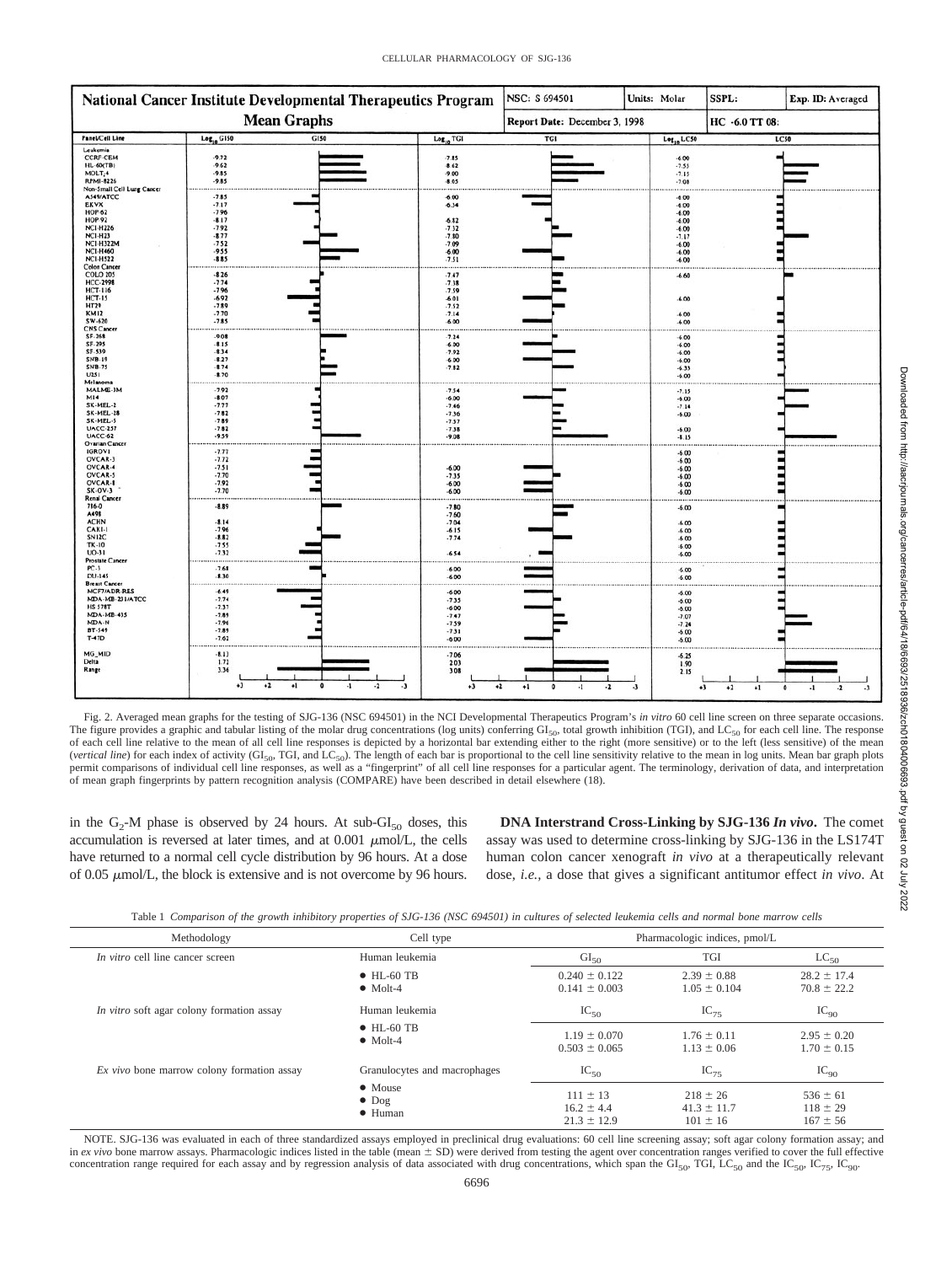| Panel/Cell Line | $Log_{10}$ GI50 | $Log_{10}$ TGI | $Log_{10}$ LC50 |
|---|---|---|---|
| **Leukemia** | | | |
| CCRF-CEM | -9.72 | -7.85 | -6.00 |
| HL-60(TB) | -9.62 | -8.62 | -7.53 |
| MOLT-4 | -9.85 | -9.00 | -7.15 |
| RPMI-8226 | -9.85 | -8.65 | -7.08 |
| **Non-Small Cell Lung Cancer** | | | |
| A549/ATCC | -7.85 | -6.00 | -6.00 |
| EKVX | -7.17 | -6.34 | -6.00 |
| HOP-62 | -7.96 | | -6.00 |
| HOP-92 | -8.17 | -6.82 | -6.00 |
| NCI-H226 | -7.92 | -7.32 | -6.00 |
| NCI-H23 | -8.77 | -7.80 | -7.17 |
| NCI-H322M | -7.52 | -7.09 | -6.00 |
| NCI-H460 | -9.55 | -6.00 | -6.00 |
| NCI-H522 | -8.85 | -7.51 | -6.00 |
| **Colon Cancer** | | | |
| COLO 205 | -8.26 | -7.47 | -6.60 |
| HCC-2998 | -7.74 | -7.38 | |
| HCT-116 | -7.96 | -7.59 | |
| HCT-15 | -6.92 | -6.01 | -6.00 |
| HT29 | -7.89 | -7.52 | |
| KM12 | -7.70 | -7.14 | -6.00 |
| SW-620 | -7.85 | -6.00 | -6.00 |
| **CNS Cancer** | | | |
| SF-268 | -9.08 | -7.24 | -6.00 |
| SF-295 | -8.15 | -6.00 | -6.00 |
| SF-539 | -8.34 | -7.92 | -6.00 |
| SNB-19 | -8.27 | -6.00 | -6.00 |
| SNB-75 | -8.74 | -7.82 | -6.33 |
| U251 | -8.70 | | -6.00 |
| **Melanoma** | | | |
| MALME-3M | -7.92 | -7.54 | -7.15 |
| M14 | -8.07 | -6.00 | -6.00 |
| SK-MEL-2 | -7.77 | -7.46 | -7.14 |
| SK-MEL-28 | -7.82 | -7.36 | -6.00 |
| SK-MEL-5 | -7.89 | -7.57 | |
| UACC-257 | -7.82 | -7.38 | -6.00 |
| UACC-62 | -9.59 | -9.08 | -8.15 |
| **Ovarian Cancer** | | | |
| IGROV1 | -7.77 | | -6.00 |
| OVCAR-3 | -7.72 | | -6.00 |
| OVCAR-4 | -7.51 | -6.00 | -6.00 |
| OVCAR-5 | -7.70 | -7.35 | -6.00 |
| OVCAR-8 | -7.92 | -6.00 | -6.00 |
| SK-OV-3 | -7.70 | -6.00 | -6.00 |
| **Renal Cancer** | | | |
| 786-0 | -8.89 | -7.80 | -6.00 |
| A498 | | -7.60 | |
| ACHN | -8.14 | -7.04 | -6.00 |
| CAKI-1 | -7.96 | -6.15 | -6.00 |
| SN12C | -8.82 | -7.74 | -6.00 |
| TK-10 | -7.55 | | -6.00 |
| UO-31 | -7.32 | -6.54 | -6.00 |
| **Prostate Cancer** | | | |
| PC-3 | -7.68 | -6.00 | -6.00 |
| DU-145 | -8.30 | -6.00 | -6.00 |
| **Breast Cancer** | | | |
| MCF7/ADR-RES | -6.49 | -6.00 | -6.00 |
| MDA-MB-231/ATCC | -7.74 | -7.35 | -6.00 |
| HS 578T | -7.37 | -6.00 | -6.00 |
| MDA-MB-435 | -7.89 | -7.47 | -7.07 |
| MDA-N | -7.96 | -7.59 | -7.24 |
| BT-549 | -7.89 | -7.31 | -6.00 |
| T-47D | -7.62 | -6.00 | -6.00 |
| MG_MID | -8.13 | -7.06 | -6.25 |
| Delta | 1.72 | 2.03 | 1.90 |
| Range | 3.36 | 3.08 | 2.15 |

Fig. 2. Averaged mean graphs for the testing of SJG-136 (NSC 694501) in the NCI Developmental Therapeutics Program's *in vitro* 60 cell line screen on three separate occasions. The figure provides a graphic and tabular listing of the molar drug concentrations (log units) conferring $GI_{50}$, total growth inhibition (TGI), and $LC_{50}$ for each cell line. The response of each cell line relative to the mean of all cell line responses is depicted by a horizontal bar extending either to the right (more sensitive) or to the left (less sensitive) of the mean (*vertical line*) for each index of activity ($GI_{50}$, TGI, and $LC_{50}$). The length of each bar is proportional to the cell line sensitivity relative to the mean in log units. Mean bar graph plots permit comparisons of individual cell line responses, as well as a "fingerprint" of all cell line responses for a particular agent. The terminology, derivation of data, and interpretation of mean graph fingerprints by pattern recognition analysis (COMPARE) have been described in detail elsewhere (18).

in the $G_2$-M phase is observed by 24 hours. At sub-$GI_{50}$ doses, this accumulation is reversed at later times, and at 0.001 μmol/L, the cells have returned to a normal cell cycle distribution by 96 hours. At a dose of 0.05 μmol/L, the block is extensive and is not overcome by 96 hours.

**DNA Interstrand Cross-Linking by SJG-136 *In vivo*.** The comet assay was used to determine cross-linking by SJG-136 in the LS174T human colon cancer xenograft *in vivo* at a therapeutically relevant dose, *i.e.*, a dose that gives a significant antitumor effect *in vivo*. At

Table 1 *Comparison of the growth inhibitory properties of SJG-136 (NSC 694501) in cultures of selected leukemia cells and normal bone marrow cells*

| Methodology | Cell type | Pharmacologic indices, pmol/L | | |
|---|---|---|---|---|
| *In vitro* cell line cancer screen | Human leukemia | $GI_{50}$ | TGI | $LC_{50}$ |
| | • HL-60 TB | 0.240 ± 0.122 | 2.39 ± 0.88 | 28.2 ± 17.4 |
| | • Molt-4 | 0.141 ± 0.003 | 1.05 ± 0.104 | 70.8 ± 22.2 |
| *In vitro* soft agar colony formation assay | Human leukemia | $IC_{50}$ | $IC_{75}$ | $IC_{90}$ |
| | • HL-60 TB | 1.19 ± 0.070 | 1.76 ± 0.11 | 2.95 ± 0.20 |
| | • Molt-4 | 0.503 ± 0.065 | 1.13 ± 0.06 | 1.70 ± 0.15 |
| *Ex vivo* bone marrow colony formation assay | Granulocytes and macrophages | $IC_{50}$ | $IC_{75}$ | $IC_{90}$ |
| | • Mouse | 111 ± 13 | 218 ± 26 | 536 ± 61 |
| | • Dog | 16.2 ± 4.4 | 41.3 ± 11.7 | 118 ± 29 |
| | • Human | 21.3 ± 12.9 | 101 ± 16 | 167 ± 56 |

NOTE. SJG-136 was evaluated in each of three standardized assays employed in preclinical drug evaluations: 60 cell line screening assay; soft agar colony formation assay; and in *ex vivo* bone marrow assays. Pharmacologic indices listed in the table (mean ± SD) were derived from testing the agent over concentration ranges verified to cover the full effective concentration range required for each assay and by regression analysis of data associated with drug concentrations, which span the $GI_{50}$, TGI, $LC_{50}$ and the $IC_{50}$, $IC_{75}$, $IC_{90}$.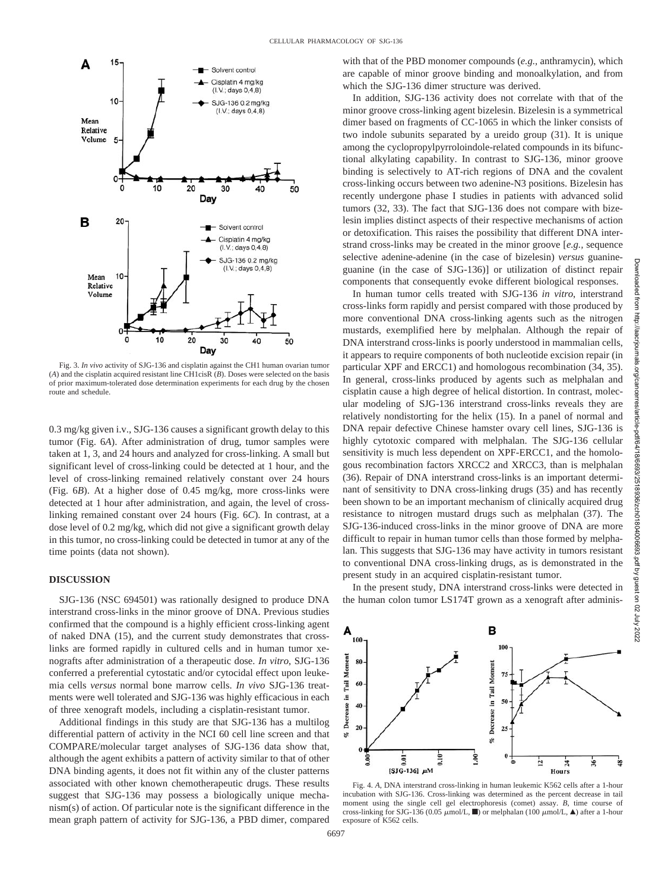Fig. 3. *In vivo* activity of SJG-136 and cisplatin against the CH1 human ovarian tumor (*A*) and the cisplatin acquired resistant line CH1cisR (*B*). Doses were selected on the basis of prior maximum-tolerated dose determination experiments for each drug by the chosen route and schedule.

0.3 mg/kg given i.v., SJG-136 causes a significant growth delay to this tumor (Fig. 6*A*). After administration of drug, tumor samples were taken at 1, 3, and 24 hours and analyzed for cross-linking. A small but significant level of cross-linking could be detected at 1 hour, and the level of cross-linking remained relatively constant over 24 hours (Fig. 6*B*). At a higher dose of 0.45 mg/kg, more cross-links were detected at 1 hour after administration, and again, the level of cross-linking remained constant over 24 hours (Fig. 6*C*). In contrast, at a dose level of 0.2 mg/kg, which did not give a significant growth delay in this tumor, no cross-linking could be detected in tumor at any of the time points (data not shown).

## DISCUSSION

SJG-136 (NSC 694501) was rationally designed to produce DNA interstrand cross-links in the minor groove of DNA. Previous studies confirmed that the compound is a highly efficient cross-linking agent of naked DNA (15), and the current study demonstrates that cross-links are formed rapidly in cultured cells and in human tumor xenografts after administration of a therapeutic dose. *In vitro*, SJG-136 conferred a preferential cytostatic and/or cytocidal effect upon leukemia cells *versus* normal bone marrow cells. *In vivo* SJG-136 treatments were well tolerated and SJG-136 was highly efficacious in each of three xenograft models, including a cisplatin-resistant tumor.

Additional findings in this study are that SJG-136 has a multilog differential pattern of activity in the NCI 60 cell line screen and that COMPARE/molecular target analyses of SJG-136 data show that, although the agent exhibits a pattern of activity similar to that of other DNA binding agents, it does not fit within any of the cluster patterns associated with other known chemotherapeutic drugs. These results suggest that SJG-136 may possess a biologically unique mechanism(s) of action. Of particular note is the significant difference in the mean graph pattern of activity for SJG-136, a PBD dimer, compared with that of the PBD monomer compounds (*e.g.,* anthramycin), which are capable of minor groove binding and monoalkylation, and from which the SJG-136 dimer structure was derived.

In addition, SJG-136 activity does not correlate with that of the minor groove cross-linking agent bizelesin. Bizelesin is a symmetrical dimer based on fragments of CC-1065 in which the linker consists of two indole subunits separated by a ureido group (31). It is unique among the cyclopropylpyrroloindole-related compounds in its bifunctional alkylating capability. In contrast to SJG-136, minor groove binding is selectively to AT-rich regions of DNA and the covalent cross-linking occurs between two adenine-N3 positions. Bizelesin has recently undergone phase I studies in patients with advanced solid tumors (32, 33). The fact that SJG-136 does not compare with bizelesin implies distinct aspects of their respective mechanisms of action or detoxification. This raises the possibility that different DNA interstrand cross-links may be created in the minor groove [*e.g.,* sequence selective adenine-adenine (in the case of bizelesin) *versus* guanine-guanine (in the case of SJG-136)] or utilization of distinct repair components that consequently evoke different biological responses.

In human tumor cells treated with SJG-136 *in vitro*, interstrand cross-links form rapidly and persist compared with those produced by more conventional DNA cross-linking agents such as the nitrogen mustards, exemplified here by melphalan. Although the repair of DNA interstrand cross-links is poorly understood in mammalian cells, it appears to require components of both nucleotide excision repair (in particular XPF and ERCC1) and homologous recombination (34, 35). In general, cross-links produced by agents such as melphalan and cisplatin cause a high degree of helical distortion. In contrast, molecular modeling of SJG-136 interstrand cross-links reveals they are relatively nondistorting for the helix (15). In a panel of normal and DNA repair defective Chinese hamster ovary cell lines, SJG-136 is highly cytotoxic compared with melphalan. The SJG-136 cellular sensitivity is much less dependent on XPF-ERCC1, and the homologous recombination factors XRCC2 and XRCC3, than is melphalan (36). Repair of DNA interstrand cross-links is an important determinant of sensitivity to DNA cross-linking drugs (35) and has recently been shown to be an important mechanism of clinically acquired drug resistance to nitrogen mustard drugs such as melphalan (37). The SJG-136-induced cross-links in the minor groove of DNA are more difficult to repair in human tumor cells than those formed by melphalan. This suggests that SJG-136 may have activity in tumors resistant to conventional DNA cross-linking drugs, as is demonstrated in the present study in an acquired cisplatin-resistant tumor.

In the present study, DNA interstrand cross-links were detected in the human colon tumor LS174T grown as a xenograft after adminis-

Fig. 4. *A*, DNA interstrand cross-linking in human leukemic K562 cells after a 1-hour incubation with SJG-136. Cross-linking was determined as the percent decrease in tail moment using the single cell gel electrophoresis (comet) assay. *B*, time course of cross-linking for SJG-136 (0.05 μmol/L, ■) or melphalan (100 μmol/L, ▲) after a 1-hour exposure of K562 cells.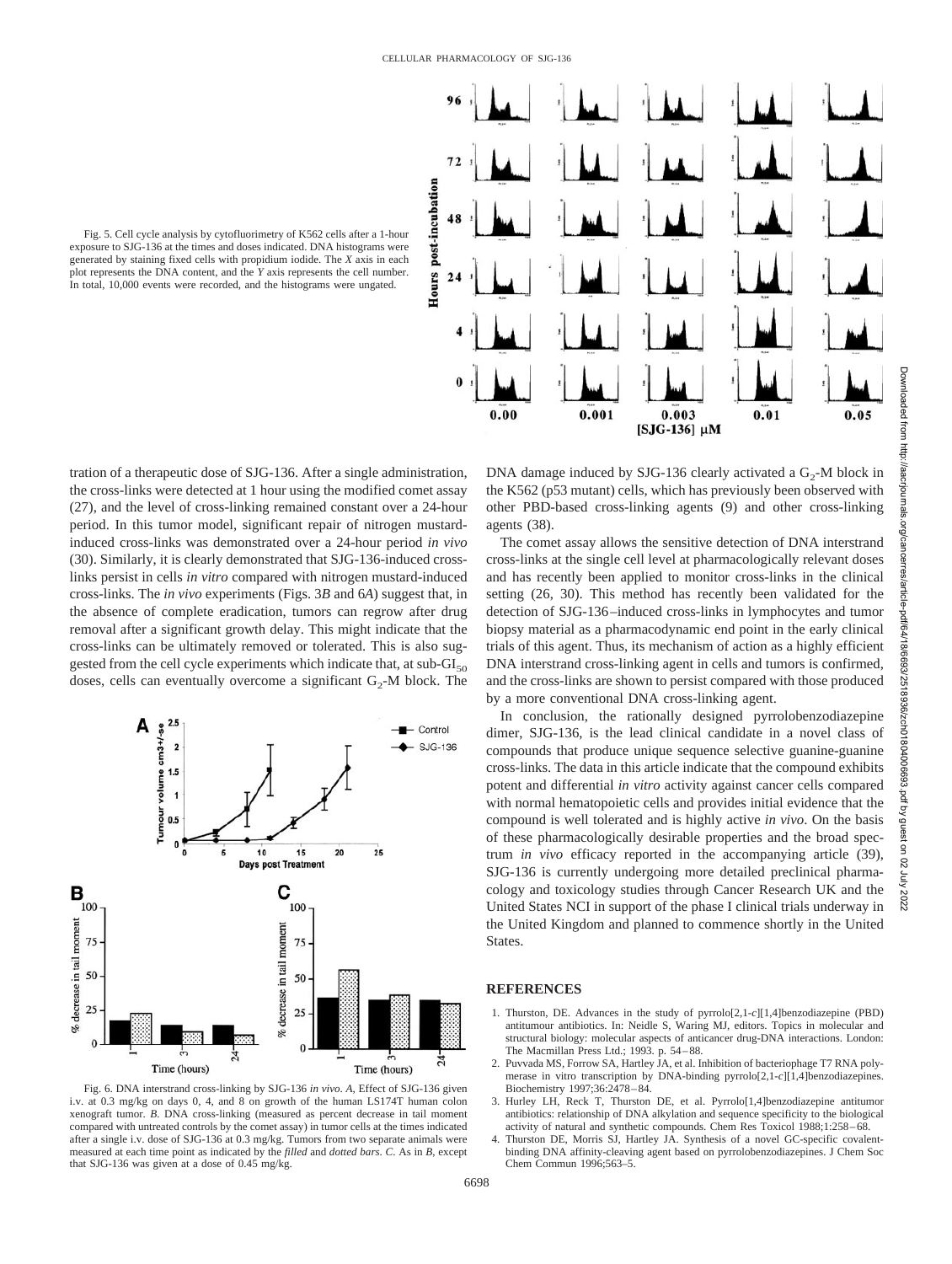Fig. 5. Cell cycle analysis by cytofluorimetry of K562 cells after a 1-hour exposure to SJG-136 at the times and doses indicated. DNA histograms were generated by staining fixed cells with propidium iodide. The *X* axis in each plot represents the DNA content, and the *Y* axis represents the cell number. In total, 10,000 events were recorded, and the histograms were ungated.

tration of a therapeutic dose of SJG-136. After a single administration, the cross-links were detected at 1 hour using the modified comet assay (27), and the level of cross-linking remained constant over a 24-hour period. In this tumor model, significant repair of nitrogen mustard-induced cross-links was demonstrated over a 24-hour period *in vivo* (30). Similarly, it is clearly demonstrated that SJG-136-induced cross-links persist in cells *in vitro* compared with nitrogen mustard-induced cross-links. The *in vivo* experiments (Figs. 3*B* and 6*A*) suggest that, in the absence of complete eradication, tumors can regrow after drug removal after a significant growth delay. This might indicate that the cross-links can be ultimately removed or tolerated. This is also suggested from the cell cycle experiments which indicate that, at sub-$GI_{50}$ doses, cells can eventually overcome a significant $G_2$-M block. The DNA damage induced by SJG-136 clearly activated a $G_2$-M block in the K562 (p53 mutant) cells, which has previously been observed with other PBD-based cross-linking agents (9) and other cross-linking agents (38).

The comet assay allows the sensitive detection of DNA interstrand cross-links at the single cell level at pharmacologically relevant doses and has recently been applied to monitor cross-links in the clinical setting (26, 30). This method has recently been validated for the detection of SJG-136–induced cross-links in lymphocytes and tumor biopsy material as a pharmacodynamic end point in the early clinical trials of this agent. Thus, its mechanism of action as a highly efficient DNA interstrand cross-linking agent in cells and tumors is confirmed, and the cross-links are shown to persist compared with those produced by a more conventional DNA cross-linking agent.

In conclusion, the rationally designed pyrrolobenzodiazepine dimer, SJG-136, is the lead clinical candidate in a novel class of compounds that produce unique sequence selective guanine-guanine cross-links. The data in this article indicate that the compound exhibits potent and differential *in vitro* activity against cancer cells compared with normal hematopoietic cells and provides initial evidence that the compound is well tolerated and is highly active *in vivo*. On the basis of these pharmacologically desirable properties and the broad spectrum *in vivo* efficacy reported in the accompanying article (39), SJG-136 is currently undergoing more detailed preclinical pharmacology and toxicology studies through Cancer Research UK and the United States NCI in support of the phase I clinical trials underway in the United Kingdom and planned to commence shortly in the United States.

Fig. 6. DNA interstrand cross-linking by SJG-136 *in vivo*. *A*, Effect of SJG-136 given i.v. at 0.3 mg/kg on days 0, 4, and 8 on growth of the human LS174T human colon xenograft tumor. *B*. DNA cross-linking (measured as percent decrease in tail moment compared with untreated controls by the comet assay) in tumor cells at the times indicated after a single i.v. dose of SJG-136 at 0.3 mg/kg. Tumors from two separate animals were measured at each time point as indicated by the *filled* and *dotted bars*. *C*. As in *B*, except that SJG-136 was given at a dose of 0.45 mg/kg.

## REFERENCES

1. Thurston, DE. Advances in the study of pyrrolo[2,1-*c*][1,4]benzodiazepine (PBD) antitumour antibiotics. In: Neidle S, Waring MJ, editors. Topics in molecular and structural biology: molecular aspects of anticancer drug-DNA interactions. London: The Macmillan Press Ltd.; 1993. p. 54–88.
2. Puvvada MS, Forrow SA, Hartley JA, et al. Inhibition of bacteriophage T7 RNA polymerase in vitro transcription by DNA-binding pyrrolo[2,1-*c*][1,4]benzodiazepines. Biochemistry 1997;36:2478–84.
3. Hurley LH, Reck T, Thurston DE, et al. Pyrrolo[1,4]benzodiazepine antitumor antibiotics: relationship of DNA alkylation and sequence specificity to the biological activity of natural and synthetic compounds. Chem Res Toxicol 1988;1:258–68.
4. Thurston DE, Morris SJ, Hartley JA. Synthesis of a novel GC-specific covalent-binding DNA affinity-cleaving agent based on pyrrolobenzodiazepines. J Chem Soc Chem Commun 1996;563–5.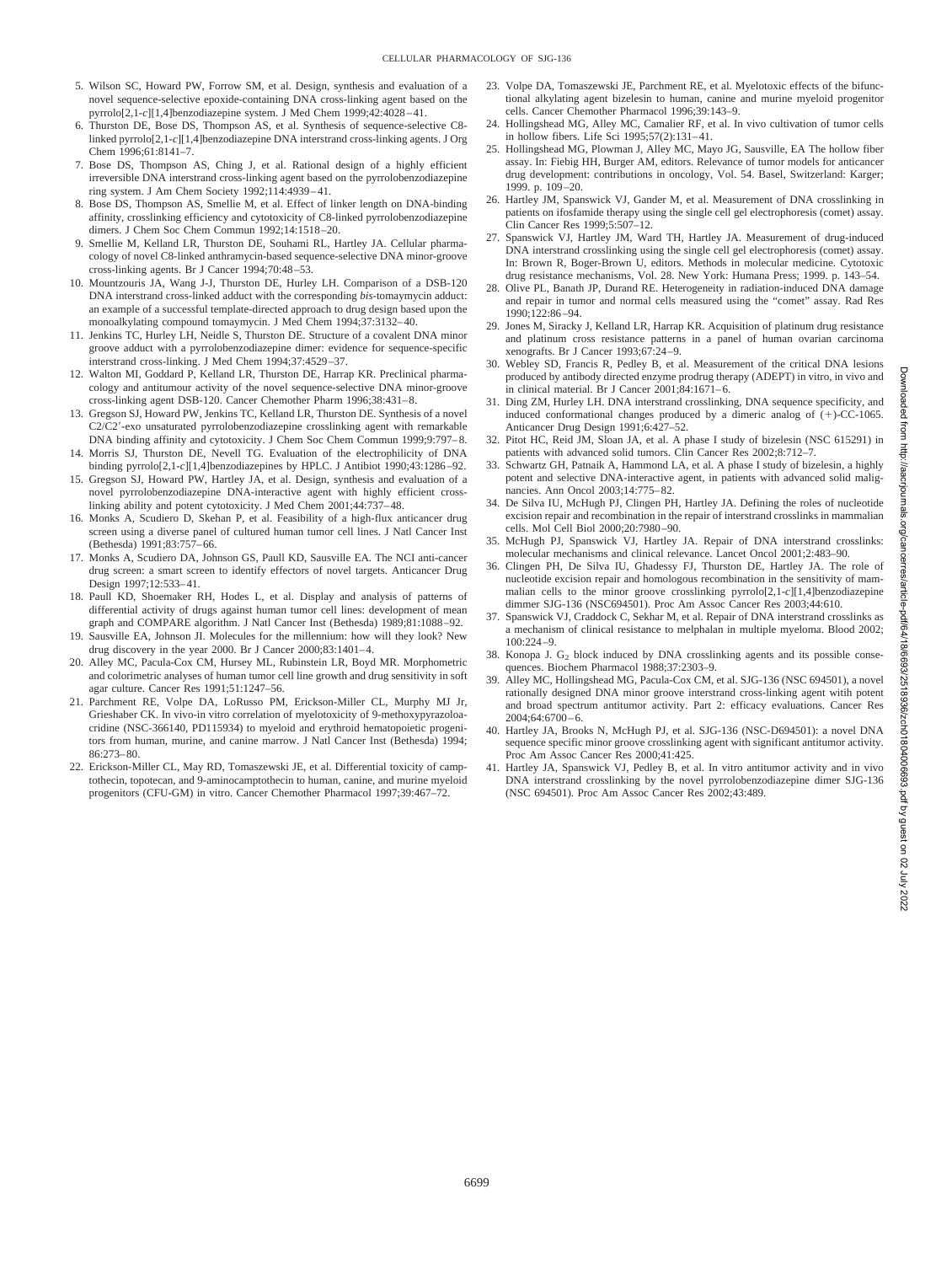5. Wilson SC, Howard PW, Forrow SM, et al. Design, synthesis and evaluation of a novel sequence-selective epoxide-containing DNA cross-linking agent based on the pyrrolo[2,1-*c*][1,4]benzodiazepine system. J Med Chem 1999;42:4028–41.
6. Thurston DE, Bose DS, Thompson AS, et al. Synthesis of sequence-selective C8-linked pyrrolo[2,1-*c*][1,4]benzodiazepine DNA interstrand cross-linking agents. J Org Chem 1996;61:8141–7.
7. Bose DS, Thompson AS, Ching J, et al. Rational design of a highly efficient irreversible DNA interstrand cross-linking agent based on the pyrrolobenzodiazepine ring system. J Am Chem Society 1992;114:4939–41.
8. Bose DS, Thompson AS, Smellie M, et al. Effect of linker length on DNA-binding affinity, crosslinking efficiency and cytotoxicity of C8-linked pyrrolobenzodiazepine dimers. J Chem Soc Chem Commun 1992;14:1518–20.
9. Smellie M, Kelland LR, Thurston DE, Souhami RL, Hartley JA. Cellular pharmacology of novel C8-linked anthramycin-based sequence-selective DNA minor-groove cross-linking agents. Br J Cancer 1994;70:48–53.
10. Mountzouris JA, Wang J-J, Thurston DE, Hurley LH. Comparison of a DSB-120 DNA interstrand cross-linked adduct with the corresponding *bis*-tomaymycin adduct: an example of a successful template-directed approach to drug design based upon the monoalkylating compound tomaymycin. J Med Chem 1994;37:3132–40.
11. Jenkins TC, Hurley LH, Neidle S, Thurston DE. Structure of a covalent DNA minor groove adduct with a pyrrolobenzodiazepine dimer: evidence for sequence-specific interstrand cross-linking. J Med Chem 1994;37:4529–37.
12. Walton MI, Goddard P, Kelland LR, Thurston DE, Harrap KR. Preclinical pharmacology and antitumour activity of the novel sequence-selective DNA minor-groove cross-linking agent DSB-120. Cancer Chemother Pharm 1996;38:431–8.
13. Gregson SJ, Howard PW, Jenkins TC, Kelland LR, Thurston DE. Synthesis of a novel C2/C2′-exo unsaturated pyrrolobenzodiazepine cross-linking agent with remarkable DNA binding affinity and cytotoxicity. J Chem Soc Chem Commun 1999;9:797–8.
14. Morris SJ, Thurston DE, Nevell TG. Evaluation of the electrophilicity of DNA binding pyrrolo[2,1-*c*][1,4]benzodiazepines by HPLC. J Antibiot 1990;43:1286–92.
15. Gregson SJ, Howard PW, Hartley JA, et al. Design, synthesis and evaluation of a novel pyrrolobenzodiazepine DNA-interactive agent with highly efficient cross-linking ability and potent cytotoxicity. J Med Chem 2001;44:737–48.
16. Monks A, Scudiero D, Skehan P, et al. Feasibility of a high-flux anticancer drug screen using a diverse panel of cultured human tumor cell lines. J Natl Cancer Inst (Bethesda) 1991;83:757–66.
17. Monks A, Scudiero DA, Johnson GS, Paull KD, Sausville EA. The NCI anti-cancer drug screen: a smart screen to identify effectors of novel targets. Anticancer Drug Design 1997;12:533–41.
18. Paull KD, Shoemaker RH, Hodes L, et al. Display and analysis of patterns of differential activity of drugs against human tumor cell lines: development of mean graph and COMPARE algorithm. J Natl Cancer Inst (Bethesda) 1989;81:1088–92.
19. Sausville EA, Johnson JI. Molecules for the millennium: how will they look? New drug discovery in the year 2000. Br J Cancer 2000;83:1401–4.
20. Alley MC, Pacula-Cox CM, Hursey ML, Rubinstein LR, Boyd MR. Morphometric and colorimetric analyses of human tumor cell line growth and drug sensitivity in soft agar culture. Cancer Res 1991;51:1247–56.
21. Parchment RE, Volpe DA, LoRusso PM, Erickson-Miller CL, Murphy MJ Jr, Grieshaber CK. In vivo-in vitro correlation of myelotoxicity of 9-methoxypyrazoloacridine (NSC-366140, PD115934) to myeloid and erythroid hematopoietic progenitors from human, murine, and canine marrow. J Natl Cancer Inst (Bethesda) 1994;86:273–80.
22. Erickson-Miller CL, May RD, Tomaszewski JE, et al. Differential toxicity of camptothecin, topotecan, and 9-aminocamptothecin to human, canine, and murine myeloid progenitors (CFU-GM) in vitro. Cancer Chemother Pharmacol 1997;39:467–72.
23. Volpe DA, Tomaszewski JE, Parchment RE, et al. Myelotoxic effects of the bifunctional alkylating agent bizelesin to human, canine and murine myeloid progenitor cells. Cancer Chemother Pharmacol 1996;39:143–9.
24. Hollingshead MG, Alley MC, Camalier RF, et al. In vivo cultivation of tumor cells in hollow fibers. Life Sci 1995;57(2):131–41.
25. Hollingshead MG, Plowman J, Alley MC, Mayo JG, Sausville, EA The hollow fiber assay. In: Fiebig HH, Burger AM, editors. Relevance of tumor models for anticancer drug development: contributions in oncology, Vol. 54. Basel, Switzerland: Karger; 1999. p. 109–20.
26. Hartley JM, Spanswick VJ, Gander M, et al. Measurement of DNA crosslinking in patients on ifosfamide therapy using the single cell gel electrophoresis (comet) assay. Clin Cancer Res 1999;5:507–12.
27. Spanswick VJ, Hartley JM, Ward TH, Hartley JA. Measurement of drug-induced DNA interstrand crosslinking using the single cell gel electrophoresis (comet) assay. In: Brown R, Boger-Brown U, editors. Methods in molecular medicine. Cytotoxic drug resistance mechanisms, Vol. 28. New York: Humana Press; 1999. p. 143–54.
28. Olive PL, Banath JP, Durand RE. Heterogeneity in radiation-induced DNA damage and repair in tumor and normal cells measured using the "comet" assay. Rad Res 1990;122:86–94.
29. Jones M, Siracky J, Kelland LR, Harrap KR. Acquisition of platinum drug resistance and platinum cross resistance patterns in a panel of human ovarian carcinoma xenografts. Br J Cancer 1993;67:24–9.
30. Webley SD, Francis R, Pedley B, et al. Measurement of the critical DNA lesions produced by antibody directed enzyme prodrug therapy (ADEPT) in vitro, in vivo and in clinical material. Br J Cancer 2001;84:1671–6.
31. Ding ZM, Hurley LH. DNA interstrand crosslinking, DNA sequence specificity, and induced conformational changes produced by a dimeric analog of (+)-CC-1065. Anticancer Drug Design 1991;6:427–52.
32. Pitot HC, Reid JM, Sloan JA, et al. A phase I study of bizelesin (NSC 615291) in patients with advanced solid tumors. Clin Cancer Res 2002;8:712–7.
33. Schwartz GH, Patnaik A, Hammond LA, et al. A phase I study of bizelesin, a highly potent and selective DNA-interactive agent, in patients with advanced solid malignancies. Ann Oncol 2003;14:775–82.
34. De Silva IU, McHugh PJ, Clingen PH, Hartley JA. Defining the roles of nucleotide excision repair and recombination in the repair of interstrand crosslinks in mammalian cells. Mol Cell Biol 2000;20:7980–90.
35. McHugh PJ, Spanswick VJ, Hartley JA. Repair of DNA interstrand crosslinks: molecular mechanisms and clinical relevance. Lancet Oncol 2001;2:483–90.
36. Clingen PH, De Silva IU, Ghadessy FJ, Thurston DE, Hartley JA. The role of nucleotide excision repair and homologous recombination in the sensitivity of mammalian cells to the minor groove crosslinking pyrrolo[2,1-*c*][1,4]benzodiazepine dimmer SJG-136 (NSC694501). Proc Am Assoc Cancer Res 2003;44:610.
37. Spanswick VJ, Craddock C, Sekhar M, et al. Repair of DNA interstrand crosslinks as a mechanism of clinical resistance to melphalan in multiple myeloma. Blood 2002;100:224–9.
38. Konopa J. $G_2$ block induced by DNA crosslinking agents and its possible consequences. Biochem Pharmacol 1988;37:2303–9.
39. Alley MC, Hollingshead MG, Pacula-Cox CM, et al. SJG-136 (NSC 694501), a novel rationally designed DNA minor groove interstrand cross-linking agent witih potent and broad spectrum antitumor activity. Part 2: efficacy evaluations. Cancer Res 2004;64:6700–6.
40. Hartley JA, Brooks N, McHugh PJ, et al. SJG-136 (NSC-D694501): a novel DNA sequence specific minor groove crosslinking agent with significant antitumor activity. Proc Am Assoc Cancer Res 2000;41:425.
41. Hartley JA, Spanswick VJ, Pedley B, et al. In vitro antitumor activity and in vivo DNA interstrand crosslinking by the novel pyrrolobenzodiazepine dimer SJG-136 (NSC 694501). Proc Am Assoc Cancer Res 2002;43:489.